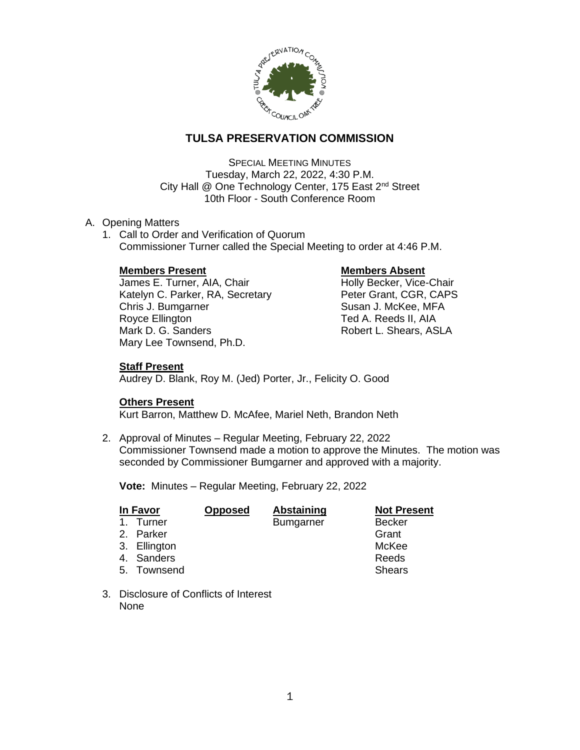# TULSA PRESERVATION COMMISSION

SPECIAL MEETING MINUTES
Tuesday, March 22, 2022, 4:30 P.M.
City Hall @ One Technology Center, 175 East 2nd Street
10th Floor - South Conference Room

A. Opening Matters

1. Call to Order and Verification of Quorum
   Commissioner Turner called the Special Meeting to order at 4:46 P.M.

   **Members Present**
   James E. Turner, AIA, Chair
   Katelyn C. Parker, RA, Secretary
   Chris J. Bumgarner
   Royce Ellington
   Mark D. G. Sanders
   Mary Lee Townsend, Ph.D.

   **Members Absent**
   Holly Becker, Vice-Chair
   Peter Grant, CGR, CAPS
   Susan J. McKee, MFA
   Ted A. Reeds II, AIA
   Robert L. Shears, ASLA

   **Staff Present**
   Audrey D. Blank, Roy M. (Jed) Porter, Jr., Felicity O. Good

   **Others Present**
   Kurt Barron, Matthew D. McAfee, Mariel Neth, Brandon Neth

2. Approval of Minutes – Regular Meeting, February 22, 2022
   Commissioner Townsend made a motion to approve the Minutes. The motion was seconded by Commissioner Bumgarner and approved with a majority.

   **Vote:** Minutes – Regular Meeting, February 22, 2022

   | In Favor | Opposed | Abstaining | Not Present |
   |---|---|---|---|
   | 1. Turner | | Bumgarner | Becker |
   | 2. Parker | | | Grant |
   | 3. Ellington | | | McKee |
   | 4. Sanders | | | Reeds |
   | 5. Townsend | | | Shears |

3. Disclosure of Conflicts of Interest
   None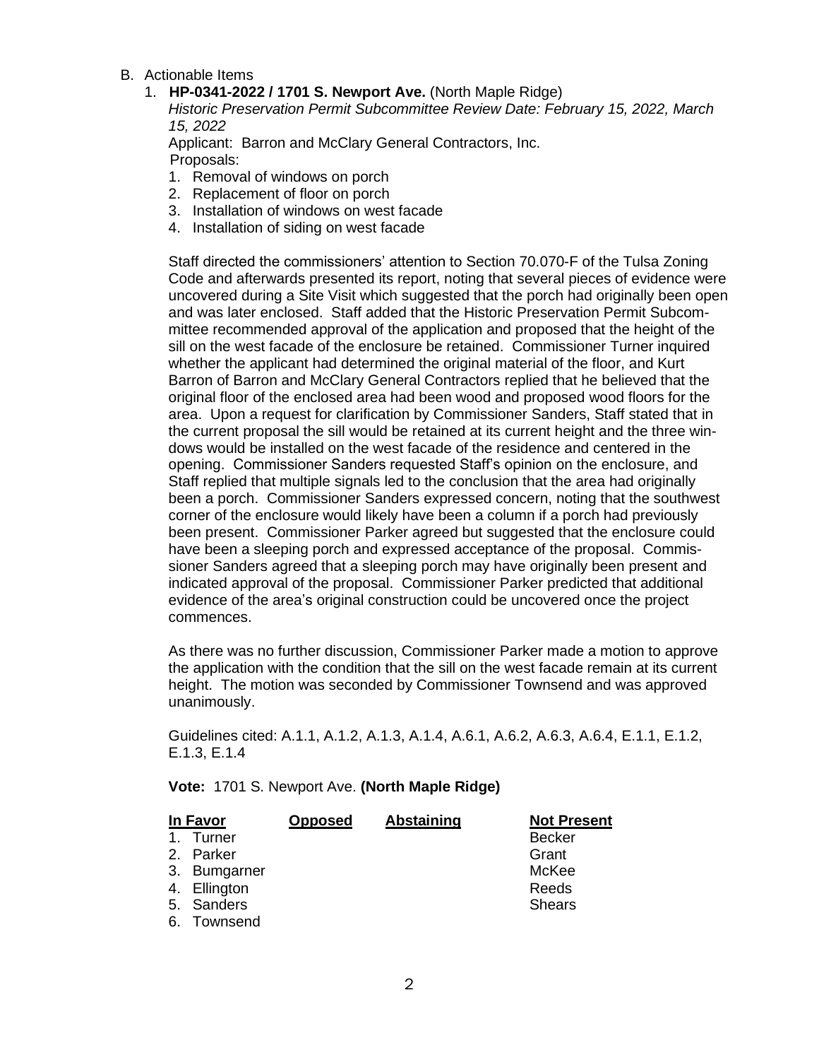B. Actionable Items

1. **HP-0341-2022 / 1701 S. Newport Ave.** (North Maple Ridge)
   *Historic Preservation Permit Subcommittee Review Date: February 15, 2022, March 15, 2022*
   Applicant: Barron and McClary General Contractors, Inc.
   Proposals:
   1. Removal of windows on porch
   2. Replacement of floor on porch
   3. Installation of windows on west facade
   4. Installation of siding on west facade

   Staff directed the commissioners' attention to Section 70.070-F of the Tulsa Zoning Code and afterwards presented its report, noting that several pieces of evidence were uncovered during a Site Visit which suggested that the porch had originally been open and was later enclosed. Staff added that the Historic Preservation Permit Subcommittee recommended approval of the application and proposed that the height of the sill on the west facade of the enclosure be retained. Commissioner Turner inquired whether the applicant had determined the original material of the floor, and Kurt Barron of Barron and McClary General Contractors replied that he believed that the original floor of the enclosed area had been wood and proposed wood floors for the area. Upon a request for clarification by Commissioner Sanders, Staff stated that in the current proposal the sill would be retained at its current height and the three windows would be installed on the west facade of the residence and centered in the opening. Commissioner Sanders requested Staff's opinion on the enclosure, and Staff replied that multiple signals led to the conclusion that the area had originally been a porch. Commissioner Sanders expressed concern, noting that the southwest corner of the enclosure would likely have been a column if a porch had previously been present. Commissioner Parker agreed but suggested that the enclosure could have been a sleeping porch and expressed acceptance of the proposal. Commissioner Sanders agreed that a sleeping porch may have originally been present and indicated approval of the proposal. Commissioner Parker predicted that additional evidence of the area's original construction could be uncovered once the project commences.

   As there was no further discussion, Commissioner Parker made a motion to approve the application with the condition that the sill on the west facade remain at its current height. The motion was seconded by Commissioner Townsend and was approved unanimously.

   Guidelines cited: A.1.1, A.1.2, A.1.3, A.1.4, A.6.1, A.6.2, A.6.3, A.6.4, E.1.1, E.1.2, E.1.3, E.1.4

   **Vote:** 1701 S. Newport Ave. **(North Maple Ridge)**

| In Favor | Opposed | Abstaining | Not Present |
|---|---|---|---|
| 1. Turner | | | Becker |
| 2. Parker | | | Grant |
| 3. Bumgarner | | | McKee |
| 4. Ellington | | | Reeds |
| 5. Sanders | | | Shears |
| 6. Townsend | | | |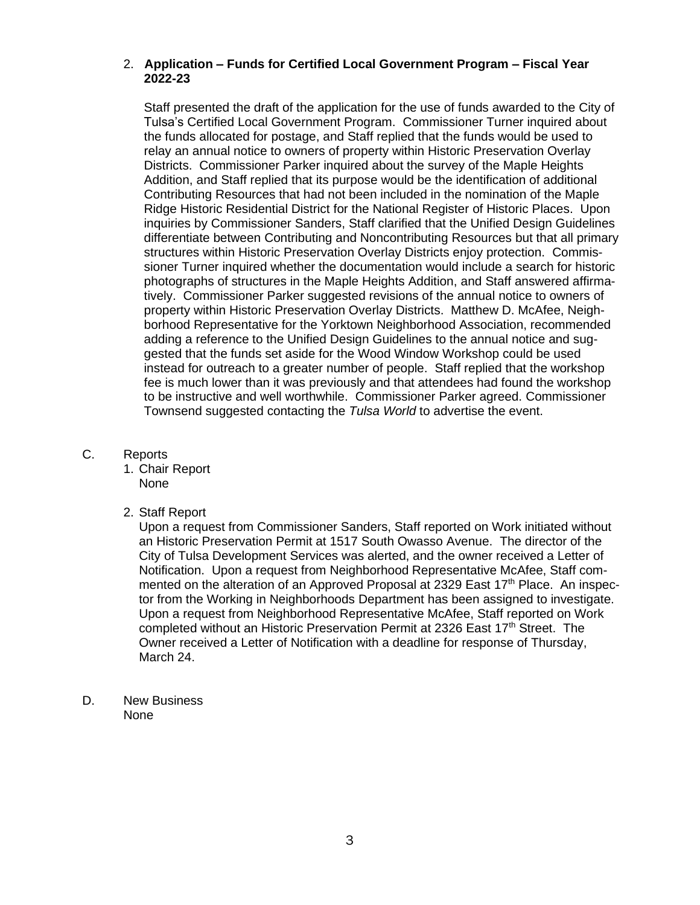2. **Application – Funds for Certified Local Government Program – Fiscal Year 2022-23**

   Staff presented the draft of the application for the use of funds awarded to the City of Tulsa's Certified Local Government Program. Commissioner Turner inquired about the funds allocated for postage, and Staff replied that the funds would be used to relay an annual notice to owners of property within Historic Preservation Overlay Districts. Commissioner Parker inquired about the survey of the Maple Heights Addition, and Staff replied that its purpose would be the identification of additional Contributing Resources that had not been included in the nomination of the Maple Ridge Historic Residential District for the National Register of Historic Places. Upon inquiries by Commissioner Sanders, Staff clarified that the Unified Design Guidelines differentiate between Contributing and Noncontributing Resources but that all primary structures within Historic Preservation Overlay Districts enjoy protection. Commissioner Turner inquired whether the documentation would include a search for historic photographs of structures in the Maple Heights Addition, and Staff answered affirmatively. Commissioner Parker suggested revisions of the annual notice to owners of property within Historic Preservation Overlay Districts. Matthew D. McAfee, Neighborhood Representative for the Yorktown Neighborhood Association, recommended adding a reference to the Unified Design Guidelines to the annual notice and suggested that the funds set aside for the Wood Window Workshop could be used instead for outreach to a greater number of people. Staff replied that the workshop fee is much lower than it was previously and that attendees had found the workshop to be instructive and well worthwhile. Commissioner Parker agreed. Commissioner Townsend suggested contacting the *Tulsa World* to advertise the event.

C. Reports

1. Chair Report
   None

2. Staff Report
   Upon a request from Commissioner Sanders, Staff reported on Work initiated without an Historic Preservation Permit at 1517 South Owasso Avenue. The director of the City of Tulsa Development Services was alerted, and the owner received a Letter of Notification. Upon a request from Neighborhood Representative McAfee, Staff commented on the alteration of an Approved Proposal at 2329 East 17th Place. An inspector from the Working in Neighborhoods Department has been assigned to investigate. Upon a request from Neighborhood Representative McAfee, Staff reported on Work completed without an Historic Preservation Permit at 2326 East 17th Street. The Owner received a Letter of Notification with a deadline for response of Thursday, March 24.

D. New Business
   None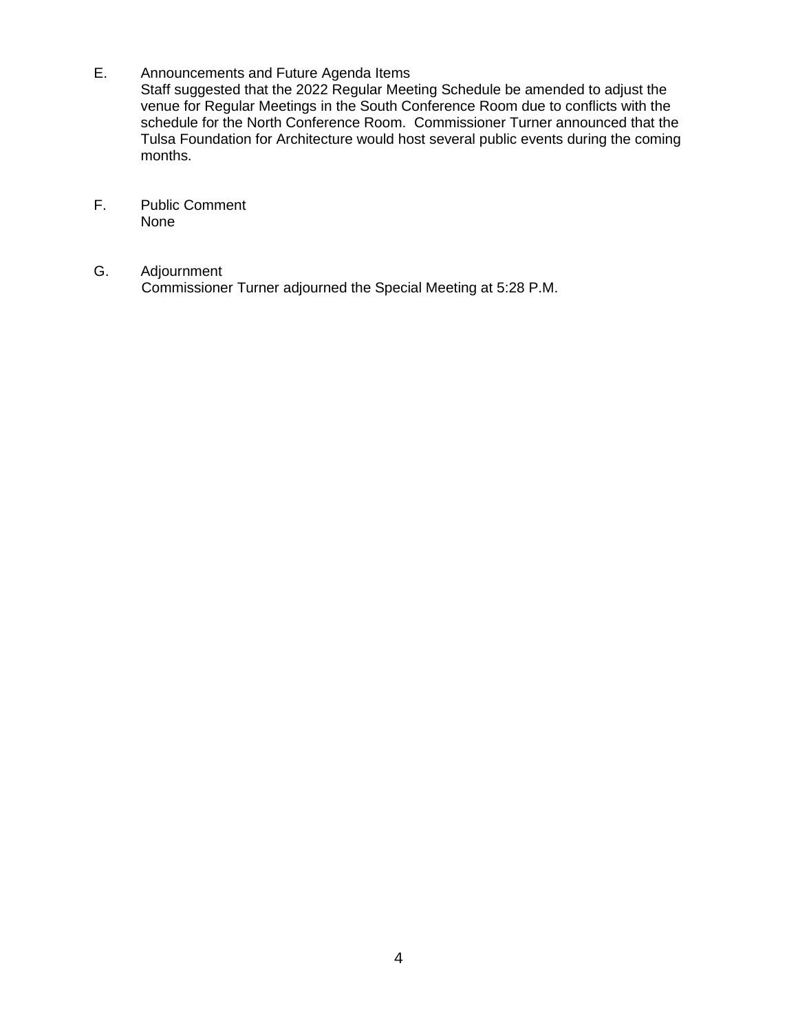E. Announcements and Future Agenda Items

Staff suggested that the 2022 Regular Meeting Schedule be amended to adjust the venue for Regular Meetings in the South Conference Room due to conflicts with the schedule for the North Conference Room. Commissioner Turner announced that the Tulsa Foundation for Architecture would host several public events during the coming months.

F. Public Comment

None

G. Adjournment

Commissioner Turner adjourned the Special Meeting at 5:28 P.M.